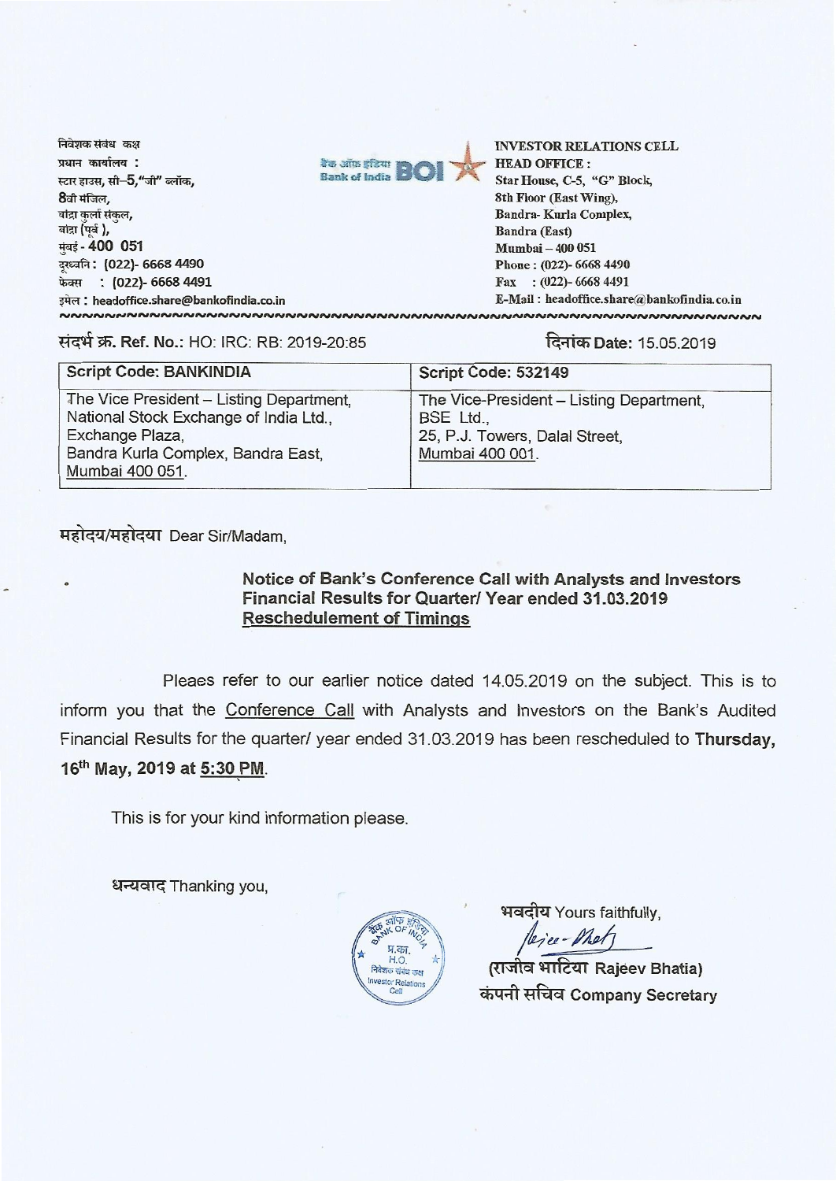निवेशक संबंध कक्ष
प्रधान कार्यालय :
स्टार हाउस, सी–5,"जी" ब्लॉक,
8वी मंजिल,
बांद्रा कुर्ला संकुल,
बांद्रा (पूर्व ),
मुंबई - 400 051
दूरध्वनि : (022)- 6668 4490
फैक्स : (022)- 6668 4491
इमेल : headoffice.share@bankofindia.co.in

बैंक ऑफ इंडिया Bank of India BOI

INVESTOR RELATIONS CELL
HEAD OFFICE :
Star House, C-5, "G" Block,
8th Floor (East Wing),
Bandra- Kurla Complex,
Bandra (East)
Mumbai – 400 051
Phone : (022)- 6668 4490
Fax : (022)- 6668 4491
E-Mail : headoffice.share@bankofindia.co.in

**संदर्भ क्र. Ref. No.:** HO: IRC: RB: 2019-20:85 **दिनांक Date:** 15.05.2019

| Script Code: BANKINDIA | Script Code: 532149 |
|---|---|
| The Vice President – Listing Department, National Stock Exchange of India Ltd., Exchange Plaza, Bandra Kurla Complex, Bandra East, Mumbai 400 051. | The Vice-President – Listing Department, BSE Ltd., 25, P.J. Towers, Dalal Street, Mumbai 400 001. |

महोदय/महोदया Dear Sir/Madam,

**Notice of Bank's Conference Call with Analysts and Investors**
**Financial Results for Quarter/ Year ended 31.03.2019**
**Reschedulement of Timings**

Pleaes refer to our earlier notice dated 14.05.2019 on the subject. This is to inform you that the Conference Call with Analysts and Investors on the Bank's Audited Financial Results for the quarter/ year ended 31.03.2019 has been rescheduled to **Thursday, 16th May, 2019 at 5:30 PM**.

This is for your kind information please.

धन्यवाद Thanking you,

भवदीय Yours faithfully,

(राजीव भाटिया Rajeev Bhatia)
कंपनी सचिव Company Secretary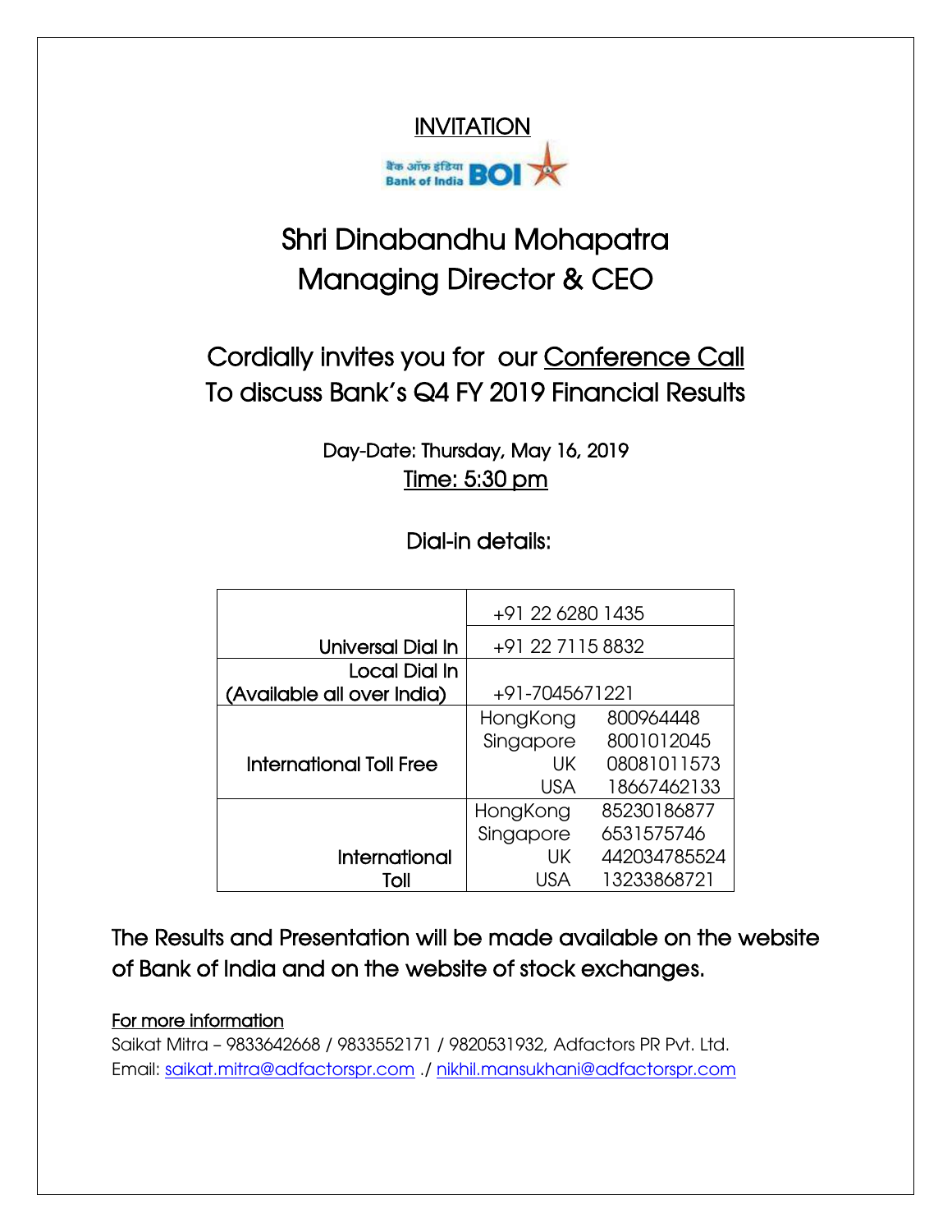## INVITATION

बैंक ऑफ़ इंडिया Bank of India BOI

# Shri Dinabandhu Mohapatra
# Managing Director & CEO

## Cordially invites you for our Conference Call To discuss Bank's Q4 FY 2019 Financial Results

Day-Date: Thursday, May 16, 2019

Time: 5:30 pm

## Dial-in details:

| | | |
|---|---|---|
| Universal Dial In | +91 22 6280 1435 | |
| | +91 22 7115 8832 | |
| Local Dial In (Available all over India) | +91-7045671221 | |
| International Toll Free | HongKong | 800964448 |
| | Singapore | 8001012045 |
| | UK | 08081011573 |
| | USA | 18667462133 |
| International Toll | HongKong | 85230186877 |
| | Singapore | 6531575746 |
| | UK | 442034785524 |
| | USA | 13233868721 |

The Results and Presentation will be made available on the website of Bank of India and on the website of stock exchanges.

**For more information**

Saikat Mitra – 9833642668 / 9833552171 / 9820531932, Adfactors PR Pvt. Ltd.
Email: saikat.mitra@adfactorspr.com ./ nikhil.mansukhani@adfactorspr.com